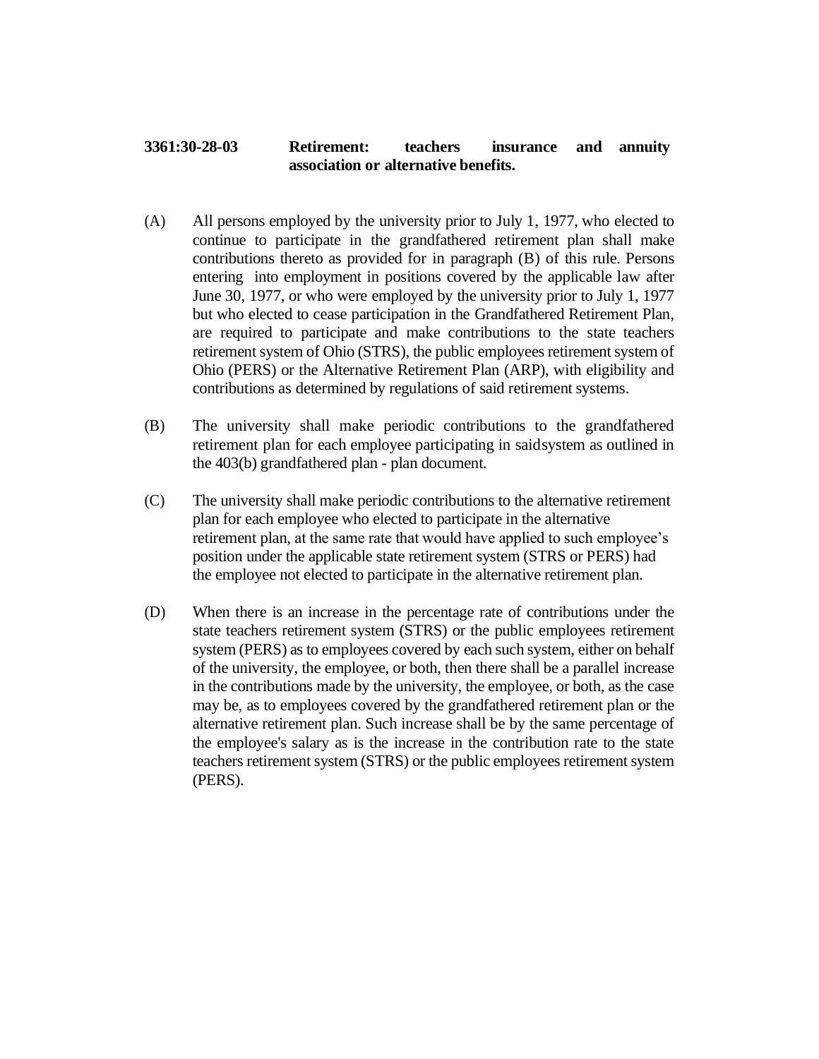**3361:30-28-03 Retirement: teachers insurance and annuity association or alternative benefits.**

(A) All persons employed by the university prior to July 1, 1977, who elected to continue to participate in the grandfathered retirement plan shall make contributions thereto as provided for in paragraph (B) of this rule. Persons entering into employment in positions covered by the applicable law after June 30, 1977, or who were employed by the university prior to July 1, 1977 but who elected to cease participation in the Grandfathered Retirement Plan, are required to participate and make contributions to the state teachers retirement system of Ohio (STRS), the public employees retirement system of Ohio (PERS) or the Alternative Retirement Plan (ARP), with eligibility and contributions as determined by regulations of said retirement systems.

(B) The university shall make periodic contributions to the grandfathered retirement plan for each employee participating in saidsystem as outlined in the 403(b) grandfathered plan - plan document.

(C) The university shall make periodic contributions to the alternative retirement plan for each employee who elected to participate in the alternative retirement plan, at the same rate that would have applied to such employee's position under the applicable state retirement system (STRS or PERS) had the employee not elected to participate in the alternative retirement plan.

(D) When there is an increase in the percentage rate of contributions under the state teachers retirement system (STRS) or the public employees retirement system (PERS) as to employees covered by each such system, either on behalf of the university, the employee, or both, then there shall be a parallel increase in the contributions made by the university, the employee, or both, as the case may be, as to employees covered by the grandfathered retirement plan or the alternative retirement plan. Such increase shall be by the same percentage of the employee's salary as is the increase in the contribution rate to the state teachers retirement system (STRS) or the public employees retirement system (PERS).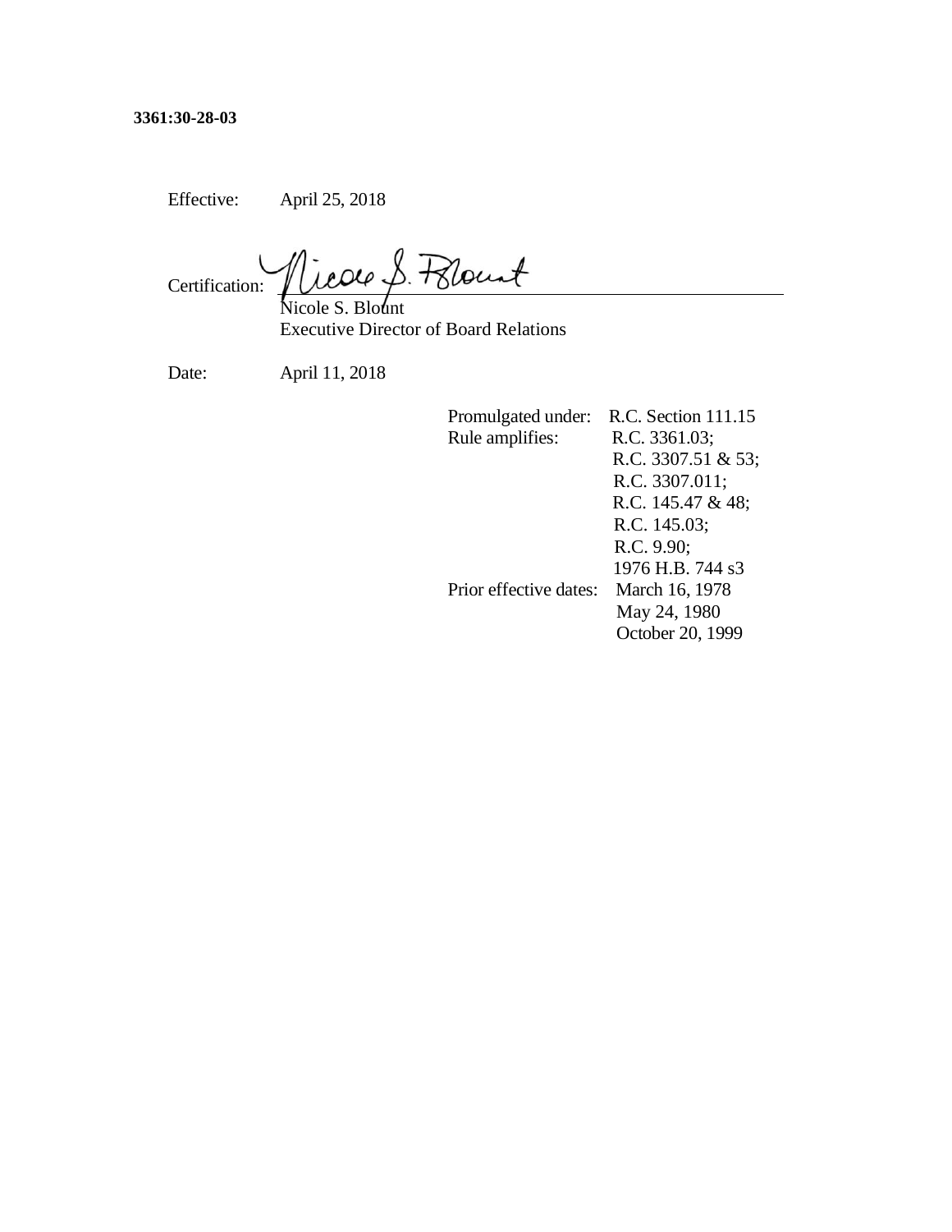**3361:30-28-03**

Effective: April 25, 2018

Certification: Nicole S. Blount
Nicole S. Blount
Executive Director of Board Relations

Date: April 11, 2018

| | |
|---|---|
| Promulgated under: | R.C. Section 111.15 |
| Rule amplifies: | R.C. 3361.03; |
| | R.C. 3307.51 & 53; |
| | R.C. 3307.011; |
| | R.C. 145.47 & 48; |
| | R.C. 145.03; |
| | R.C. 9.90; |
| | 1976 H.B. 744 s3 |
| Prior effective dates: | March 16, 1978 |
| | May 24, 1980 |
| | October 20, 1999 |